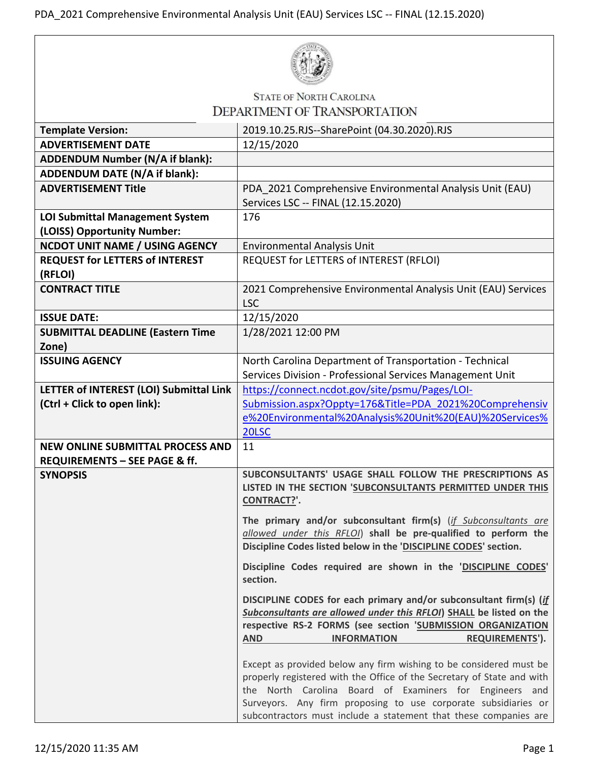STATE OF NORTH CAROLINA
DEPARTMENT OF TRANSPORTATION

| | |
|---|---|
| **Template Version:** | 2019.10.25.RJS--SharePoint (04.30.2020).RJS |
| **ADVERTISEMENT DATE** | 12/15/2020 |
| **ADDENDUM Number (N/A if blank):** | |
| **ADDENDUM DATE (N/A if blank):** | |
| **ADVERTISEMENT Title** | PDA_2021 Comprehensive Environmental Analysis Unit (EAU) Services LSC -- FINAL (12.15.2020) |
| **LOI Submittal Management System (LOISS) Opportunity Number:** | 176 |
| **NCDOT UNIT NAME / USING AGENCY** | Environmental Analysis Unit |
| **REQUEST for LETTERS of INTEREST (RFLOI)** | REQUEST for LETTERS of INTEREST (RFLOI) |
| **CONTRACT TITLE** | 2021 Comprehensive Environmental Analysis Unit (EAU) Services LSC |
| **ISSUE DATE:** | 12/15/2020 |
| **SUBMITTAL DEADLINE (Eastern Time Zone)** | 1/28/2021 12:00 PM |
| **ISSUING AGENCY** | North Carolina Department of Transportation - Technical Services Division - Professional Services Management Unit |
| **LETTER of INTEREST (LOI) Submittal Link (Ctrl + Click to open link):** | [https://connect.ncdot.gov/site/psmu/Pages/LOI-Submission.aspx?Oppty=176&Title=PDA_2021%20Comprehensive%20Environmental%20Analysis%20Unit%20(EAU)%20Services%20LSC](https://connect.ncdot.gov/site/psmu/Pages/LOI-Submission.aspx?Oppty=176&Title=PDA_2021%20Comprehensive%20Environmental%20Analysis%20Unit%20(EAU)%20Services%20LSC) |
| **NEW ONLINE SUBMITTAL PROCESS AND REQUIREMENTS – SEE PAGE & ff.** | 11 |
| **SYNOPSIS** | **SUBCONSULTANTS' USAGE SHALL FOLLOW THE PRESCRIPTIONS AS LISTED IN THE SECTION '<u>SUBCONSULTANTS PERMITTED UNDER THIS CONTRACT?</u>'.** <br><br> **The primary and/or subconsultant firm(s)** (*<u>if Subconsultants are allowed under this RFLOI</u>*) **shall be pre-qualified to perform the Discipline Codes listed below in the '<u>DISCIPLINE CODES</u>' section.** <br><br> **Discipline Codes required are shown in the '<u>DISCIPLINE CODES</u>' section.** <br><br> **DISCIPLINE CODES for each primary and/or subconsultant firm(s) (*<u>if Subconsultants are allowed under this RFLOI</u>*) <u>SHALL</u> be listed on the respective RS-2 FORMS (see section '<u>SUBMISSION ORGANIZATION AND INFORMATION REQUIREMENTS</u>').** <br><br> Except as provided below any firm wishing to be considered must be properly registered with the Office of the Secretary of State and with the North Carolina Board of Examiners for Engineers and Surveyors. Any firm proposing to use corporate subsidiaries or subcontractors must include a statement that these companies are |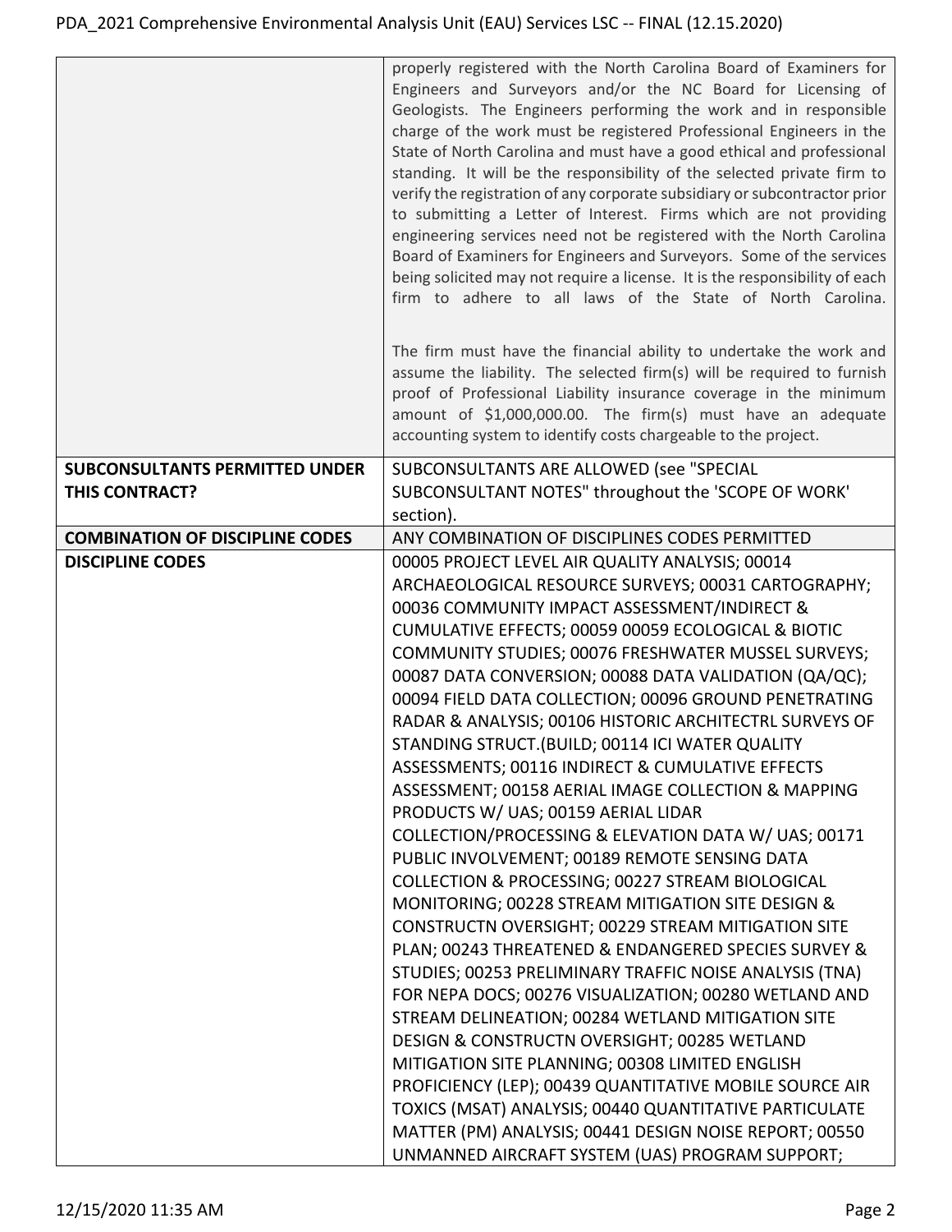| | |
|---|---|
| | properly registered with the North Carolina Board of Examiners for Engineers and Surveyors and/or the NC Board for Licensing of Geologists. The Engineers performing the work and in responsible charge of the work must be registered Professional Engineers in the State of North Carolina and must have a good ethical and professional standing. It will be the responsibility of the selected private firm to verify the registration of any corporate subsidiary or subcontractor prior to submitting a Letter of Interest. Firms which are not providing engineering services need not be registered with the North Carolina Board of Examiners for Engineers and Surveyors. Some of the services being solicited may not require a license. It is the responsibility of each firm to adhere to all laws of the State of North Carolina.<br><br>The firm must have the financial ability to undertake the work and assume the liability. The selected firm(s) will be required to furnish proof of Professional Liability insurance coverage in the minimum amount of $1,000,000.00. The firm(s) must have an adequate accounting system to identify costs chargeable to the project. |
| **SUBCONSULTANTS PERMITTED UNDER THIS CONTRACT?** | SUBCONSULTANTS ARE ALLOWED (see "SPECIAL SUBCONSULTANT NOTES" throughout the 'SCOPE OF WORK' section). |
| **COMBINATION OF DISCIPLINE CODES** | ANY COMBINATION OF DISCIPLINES CODES PERMITTED |
| **DISCIPLINE CODES** | 00005 PROJECT LEVEL AIR QUALITY ANALYSIS; 00014 ARCHAEOLOGICAL RESOURCE SURVEYS; 00031 CARTOGRAPHY; 00036 COMMUNITY IMPACT ASSESSMENT/INDIRECT & CUMULATIVE EFFECTS; 00059 00059 ECOLOGICAL & BIOTIC COMMUNITY STUDIES; 00076 FRESHWATER MUSSEL SURVEYS; 00087 DATA CONVERSION; 00088 DATA VALIDATION (QA/QC); 00094 FIELD DATA COLLECTION; 00096 GROUND PENETRATING RADAR & ANALYSIS; 00106 HISTORIC ARCHITECTRL SURVEYS OF STANDING STRUCT.(BUILD; 00114 ICI WATER QUALITY ASSESSMENTS; 00116 INDIRECT & CUMULATIVE EFFECTS ASSESSMENT; 00158 AERIAL IMAGE COLLECTION & MAPPING PRODUCTS W/ UAS; 00159 AERIAL LIDAR COLLECTION/PROCESSING & ELEVATION DATA W/ UAS; 00171 PUBLIC INVOLVEMENT; 00189 REMOTE SENSING DATA COLLECTION & PROCESSING; 00227 STREAM BIOLOGICAL MONITORING; 00228 STREAM MITIGATION SITE DESIGN & CONSTRUCTN OVERSIGHT; 00229 STREAM MITIGATION SITE PLAN; 00243 THREATENED & ENDANGERED SPECIES SURVEY & STUDIES; 00253 PRELIMINARY TRAFFIC NOISE ANALYSIS (TNA) FOR NEPA DOCS; 00276 VISUALIZATION; 00280 WETLAND AND STREAM DELINEATION; 00284 WETLAND MITIGATION SITE DESIGN & CONSTRUCTN OVERSIGHT; 00285 WETLAND MITIGATION SITE PLANNING; 00308 LIMITED ENGLISH PROFICIENCY (LEP); 00439 QUANTITATIVE MOBILE SOURCE AIR TOXICS (MSAT) ANALYSIS; 00440 QUANTITATIVE PARTICULATE MATTER (PM) ANALYSIS; 00441 DESIGN NOISE REPORT; 00550 UNMANNED AIRCRAFT SYSTEM (UAS) PROGRAM SUPPORT; |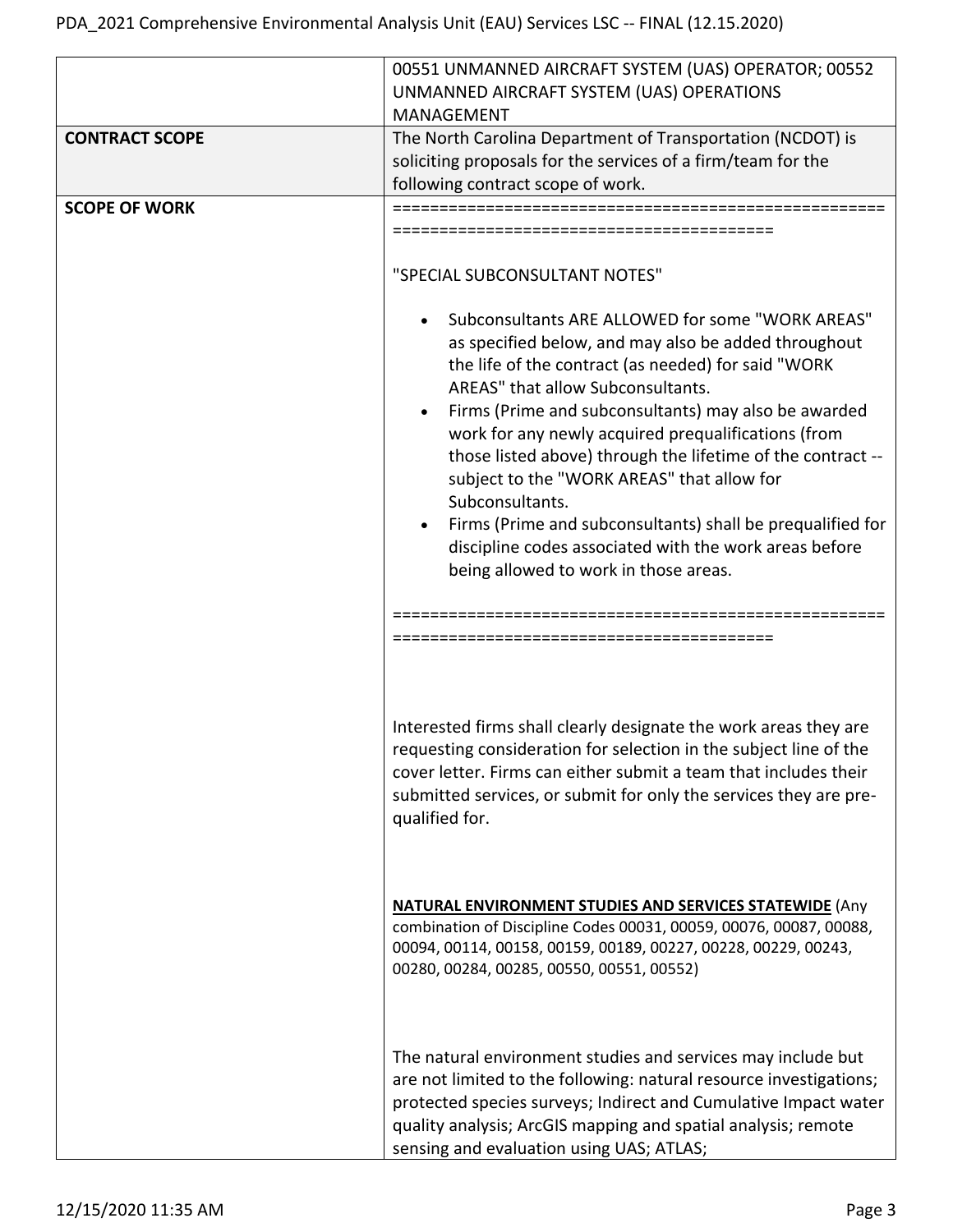| | |
|---|---|
| | 00551 UNMANNED AIRCRAFT SYSTEM (UAS) OPERATOR; 00552 UNMANNED AIRCRAFT SYSTEM (UAS) OPERATIONS MANAGEMENT |
| **CONTRACT SCOPE** | The North Carolina Department of Transportation (NCDOT) is soliciting proposals for the services of a firm/team for the following contract scope of work. |
| **SCOPE OF WORK** | ============================================================================================<br><br>"SPECIAL SUBCONSULTANT NOTES"<br><br>• Subconsultants ARE ALLOWED for some "WORK AREAS" as specified below, and may also be added throughout the life of the contract (as needed) for said "WORK AREAS" that allow Subconsultants.<br>• Firms (Prime and subconsultants) may also be awarded work for any newly acquired prequalifications (from those listed above) through the lifetime of the contract -- subject to the "WORK AREAS" that allow for Subconsultants.<br>• Firms (Prime and subconsultants) shall be prequalified for discipline codes associated with the work areas before being allowed to work in those areas.<br><br>============================================================================================<br><br>Interested firms shall clearly designate the work areas they are requesting consideration for selection in the subject line of the cover letter. Firms can either submit a team that includes their submitted services, or submit for only the services they are pre-qualified for.<br><br>**NATURAL ENVIRONMENT STUDIES AND SERVICES STATEWIDE** (Any combination of Discipline Codes 00031, 00059, 00076, 00087, 00088, 00094, 00114, 00158, 00159, 00189, 00227, 00228, 00229, 00243, 00280, 00284, 00285, 00550, 00551, 00552)<br><br>The natural environment studies and services may include but are not limited to the following: natural resource investigations; protected species surveys; Indirect and Cumulative Impact water quality analysis; ArcGIS mapping and spatial analysis; remote sensing and evaluation using UAS; ATLAS; |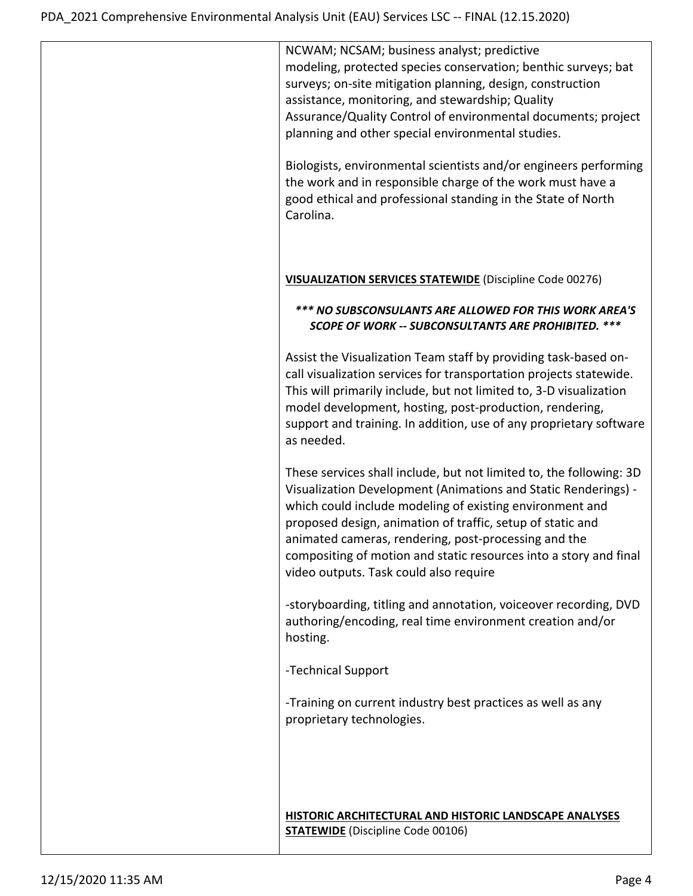| | |
|---|---|
| | NCWAM; NCSAM; business analyst; predictive modeling, protected species conservation; benthic surveys; bat surveys; on-site mitigation planning, design, construction assistance, monitoring, and stewardship; Quality Assurance/Quality Control of environmental documents; project planning and other special environmental studies.<br><br>Biologists, environmental scientists and/or engineers performing the work and in responsible charge of the work must have a good ethical and professional standing in the State of North Carolina.<br><br>**<u>VISUALIZATION SERVICES STATEWIDE</u>** (Discipline Code 00276)<br><br>***\*\*\* NO SUBSCONSULANTS ARE ALLOWED FOR THIS WORK AREA'S SCOPE OF WORK -- SUBCONSULTANTS ARE PROHIBITED. \*\*\****<br><br>Assist the Visualization Team staff by providing task-based on-call visualization services for transportation projects statewide. This will primarily include, but not limited to, 3-D visualization model development, hosting, post-production, rendering, support and training. In addition, use of any proprietary software as needed.<br><br>These services shall include, but not limited to, the following: 3D Visualization Development (Animations and Static Renderings) - which could include modeling of existing environment and proposed design, animation of traffic, setup of static and animated cameras, rendering, post-processing and the compositing of motion and static resources into a story and final video outputs. Task could also require<br><br>-storyboarding, titling and annotation, voiceover recording, DVD authoring/encoding, real time environment creation and/or hosting.<br><br>-Technical Support<br><br>-Training on current industry best practices as well as any proprietary technologies.<br><br>**<u>HISTORIC ARCHITECTURAL AND HISTORIC LANDSCAPE ANALYSES STATEWIDE</u>** (Discipline Code 00106) |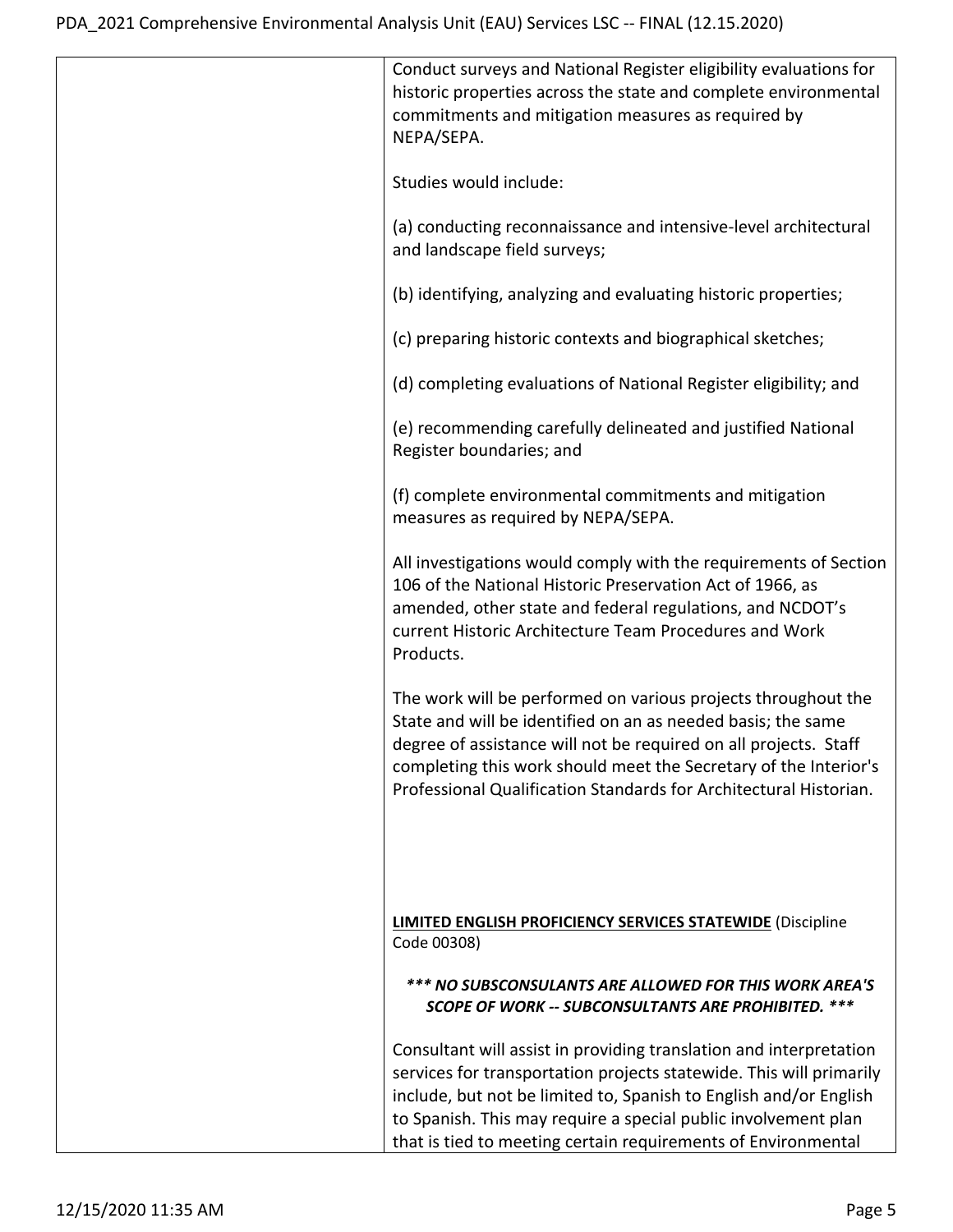| | |
|---|---|
| | Conduct surveys and National Register eligibility evaluations for historic properties across the state and complete environmental commitments and mitigation measures as required by NEPA/SEPA.<br><br>Studies would include:<br><br>(a) conducting reconnaissance and intensive-level architectural and landscape field surveys;<br><br>(b) identifying, analyzing and evaluating historic properties;<br><br>(c) preparing historic contexts and biographical sketches;<br><br>(d) completing evaluations of National Register eligibility; and<br><br>(e) recommending carefully delineated and justified National Register boundaries; and<br><br>(f) complete environmental commitments and mitigation measures as required by NEPA/SEPA.<br><br>All investigations would comply with the requirements of Section 106 of the National Historic Preservation Act of 1966, as amended, other state and federal regulations, and NCDOT's current Historic Architecture Team Procedures and Work Products.<br><br>The work will be performed on various projects throughout the State and will be identified on an as needed basis; the same degree of assistance will not be required on all projects. Staff completing this work should meet the Secretary of the Interior's Professional Qualification Standards for Architectural Historian.<br><br><br>**<u>LIMITED ENGLISH PROFICIENCY SERVICES STATEWIDE</u>** (Discipline Code 00308)<br><br>***\*\*\* NO SUBSCONSULANTS ARE ALLOWED FOR THIS WORK AREA'S SCOPE OF WORK -- SUBCONSULTANTS ARE PROHIBITED. \*\*\****<br><br>Consultant will assist in providing translation and interpretation services for transportation projects statewide. This will primarily include, but not be limited to, Spanish to English and/or English to Spanish. This may require a special public involvement plan that is tied to meeting certain requirements of Environmental |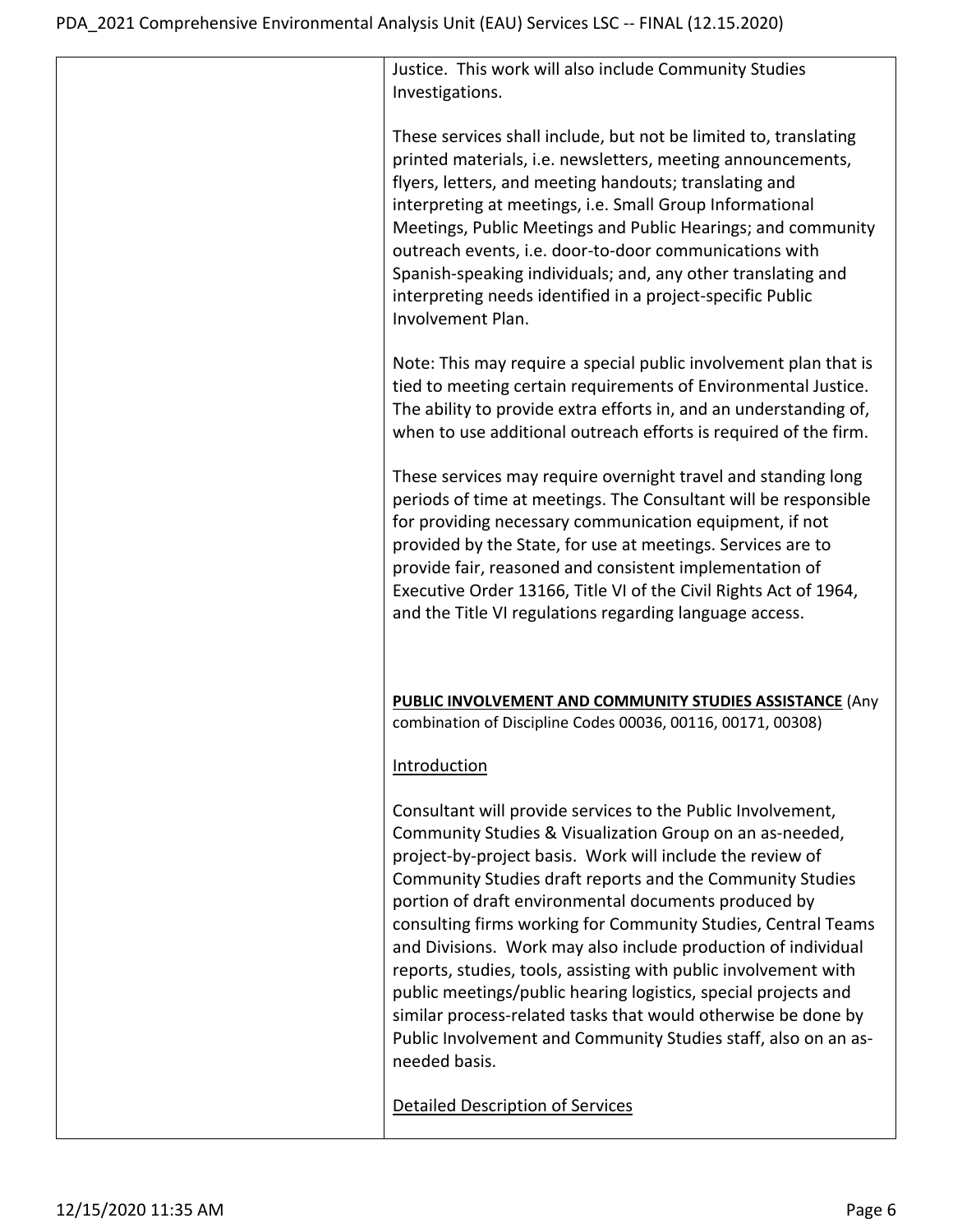Justice. This work will also include Community Studies Investigations.

These services shall include, but not be limited to, translating printed materials, i.e. newsletters, meeting announcements, flyers, letters, and meeting handouts; translating and interpreting at meetings, i.e. Small Group Informational Meetings, Public Meetings and Public Hearings; and community outreach events, i.e. door-to-door communications with Spanish-speaking individuals; and, any other translating and interpreting needs identified in a project-specific Public Involvement Plan.

Note: This may require a special public involvement plan that is tied to meeting certain requirements of Environmental Justice. The ability to provide extra efforts in, and an understanding of, when to use additional outreach efforts is required of the firm.

These services may require overnight travel and standing long periods of time at meetings. The Consultant will be responsible for providing necessary communication equipment, if not provided by the State, for use at meetings. Services are to provide fair, reasoned and consistent implementation of Executive Order 13166, Title VI of the Civil Rights Act of 1964, and the Title VI regulations regarding language access.

**PUBLIC INVOLVEMENT AND COMMUNITY STUDIES ASSISTANCE** (Any combination of Discipline Codes 00036, 00116, 00171, 00308)

Introduction

Consultant will provide services to the Public Involvement, Community Studies & Visualization Group on an as-needed, project-by-project basis. Work will include the review of Community Studies draft reports and the Community Studies portion of draft environmental documents produced by consulting firms working for Community Studies, Central Teams and Divisions. Work may also include production of individual reports, studies, tools, assisting with public involvement with public meetings/public hearing logistics, special projects and similar process-related tasks that would otherwise be done by Public Involvement and Community Studies staff, also on an as-needed basis.

Detailed Description of Services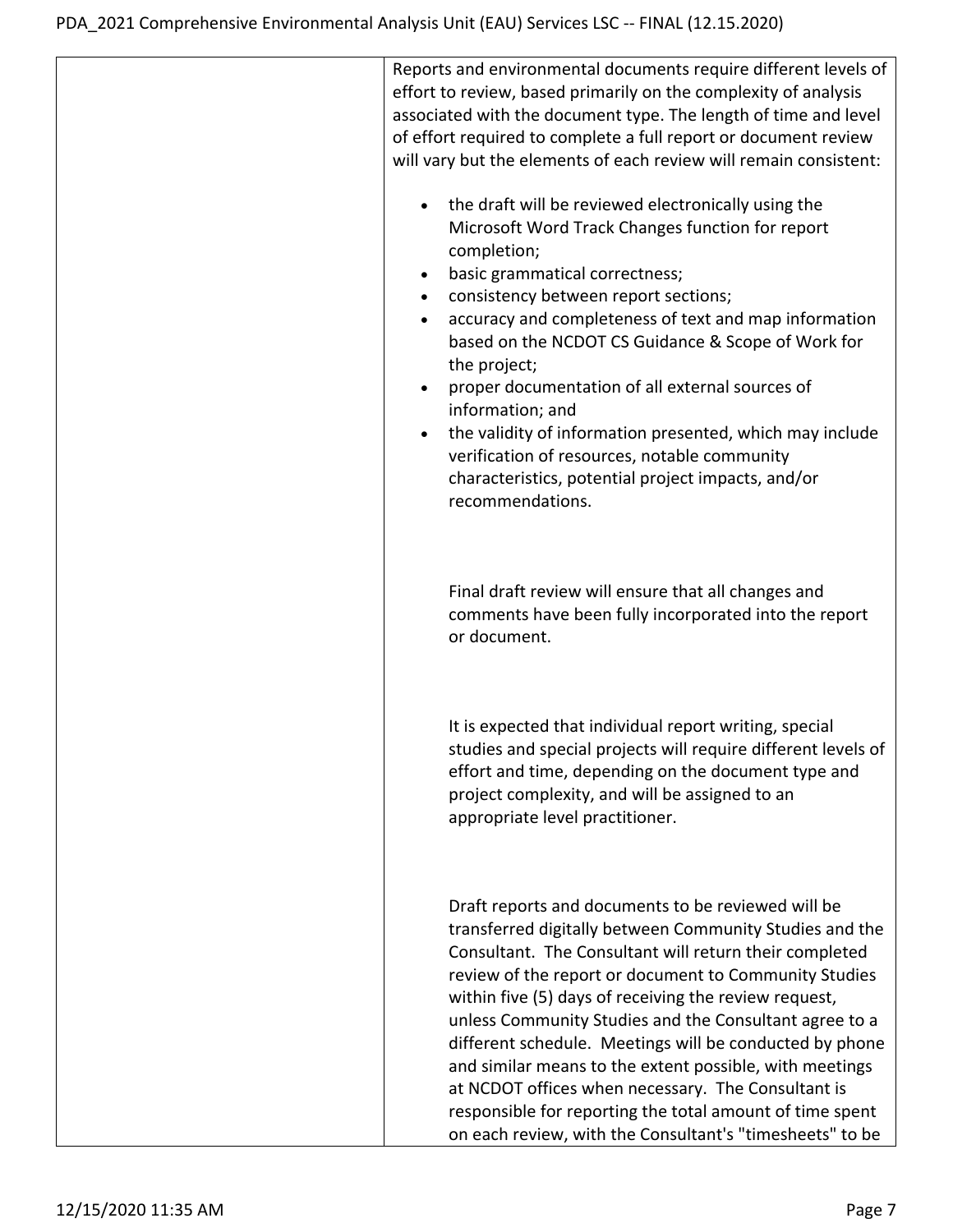| | |
|---|---|
| | Reports and environmental documents require different levels of effort to review, based primarily on the complexity of analysis associated with the document type. The length of time and level of effort required to complete a full report or document review will vary but the elements of each review will remain consistent:<br><br>• the draft will be reviewed electronically using the Microsoft Word Track Changes function for report completion;<br>• basic grammatical correctness;<br>• consistency between report sections;<br>• accuracy and completeness of text and map information based on the NCDOT CS Guidance & Scope of Work for the project;<br>• proper documentation of all external sources of information; and<br>• the validity of information presented, which may include verification of resources, notable community characteristics, potential project impacts, and/or recommendations.<br><br>Final draft review will ensure that all changes and comments have been fully incorporated into the report or document.<br><br>It is expected that individual report writing, special studies and special projects will require different levels of effort and time, depending on the document type and project complexity, and will be assigned to an appropriate level practitioner.<br><br>Draft reports and documents to be reviewed will be transferred digitally between Community Studies and the Consultant. The Consultant will return their completed review of the report or document to Community Studies within five (5) days of receiving the review request, unless Community Studies and the Consultant agree to a different schedule. Meetings will be conducted by phone and similar means to the extent possible, with meetings at NCDOT offices when necessary. The Consultant is responsible for reporting the total amount of time spent on each review, with the Consultant's "timesheets" to be |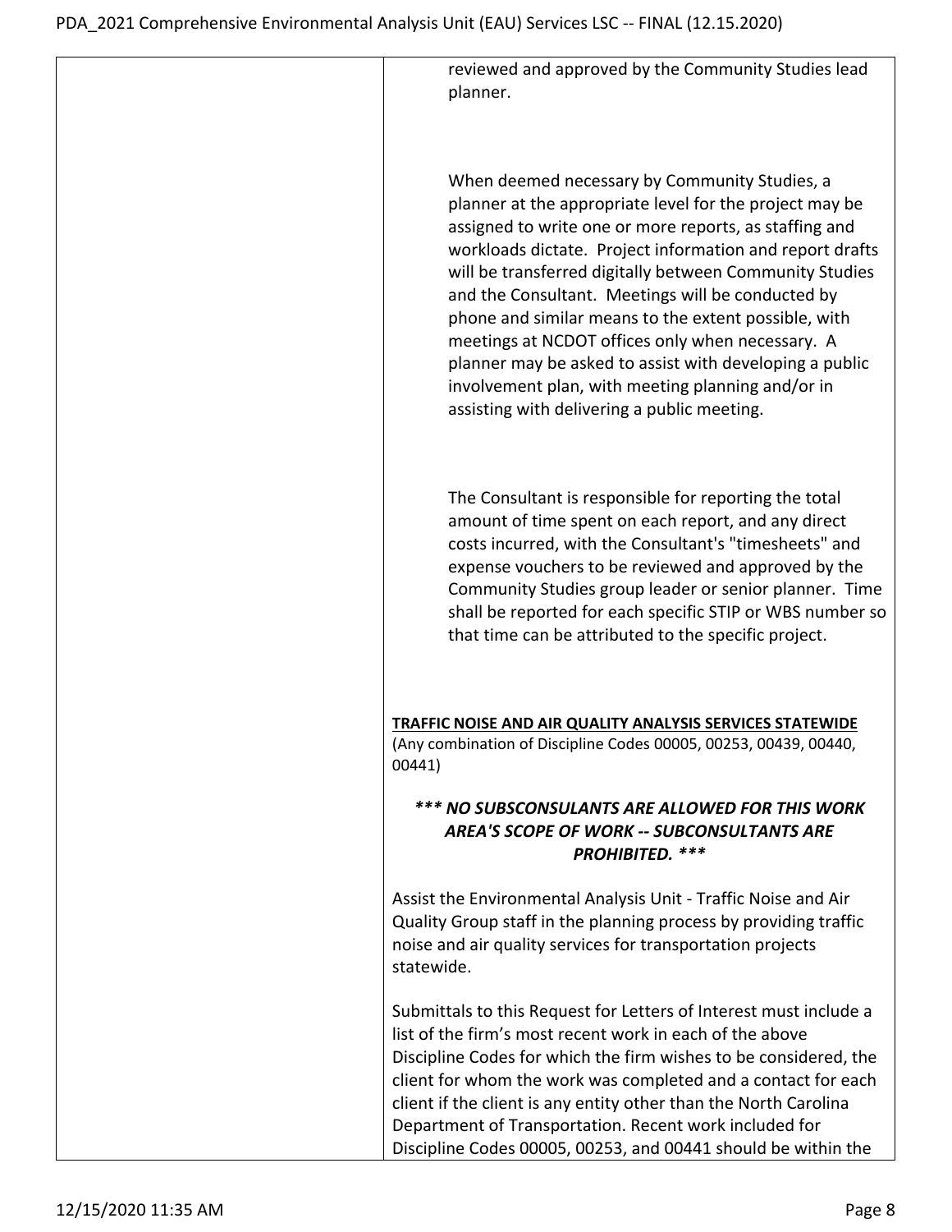|  |  |
|---|---|
|  | reviewed and approved by the Community Studies lead planner.<br><br>When deemed necessary by Community Studies, a planner at the appropriate level for the project may be assigned to write one or more reports, as staffing and workloads dictate. Project information and report drafts will be transferred digitally between Community Studies and the Consultant. Meetings will be conducted by phone and similar means to the extent possible, with meetings at NCDOT offices only when necessary. A planner may be asked to assist with developing a public involvement plan, with meeting planning and/or in assisting with delivering a public meeting.<br><br>The Consultant is responsible for reporting the total amount of time spent on each report, and any direct costs incurred, with the Consultant's "timesheets" and expense vouchers to be reviewed and approved by the Community Studies group leader or senior planner. Time shall be reported for each specific STIP or WBS number so that time can be attributed to the specific project.<br><br>**TRAFFIC NOISE AND AIR QUALITY ANALYSIS SERVICES STATEWIDE**<br>(Any combination of Discipline Codes 00005, 00253, 00439, 00440, 00441)<br><br>***\*\*\* NO SUBSCONSULANTS ARE ALLOWED FOR THIS WORK AREA'S SCOPE OF WORK -- SUBCONSULTANTS ARE PROHIBITED. \*\*\****<br><br>Assist the Environmental Analysis Unit - Traffic Noise and Air Quality Group staff in the planning process by providing traffic noise and air quality services for transportation projects statewide.<br><br>Submittals to this Request for Letters of Interest must include a list of the firm's most recent work in each of the above Discipline Codes for which the firm wishes to be considered, the client for whom the work was completed and a contact for each client if the client is any entity other than the North Carolina Department of Transportation. Recent work included for Discipline Codes 00005, 00253, and 00441 should be within the |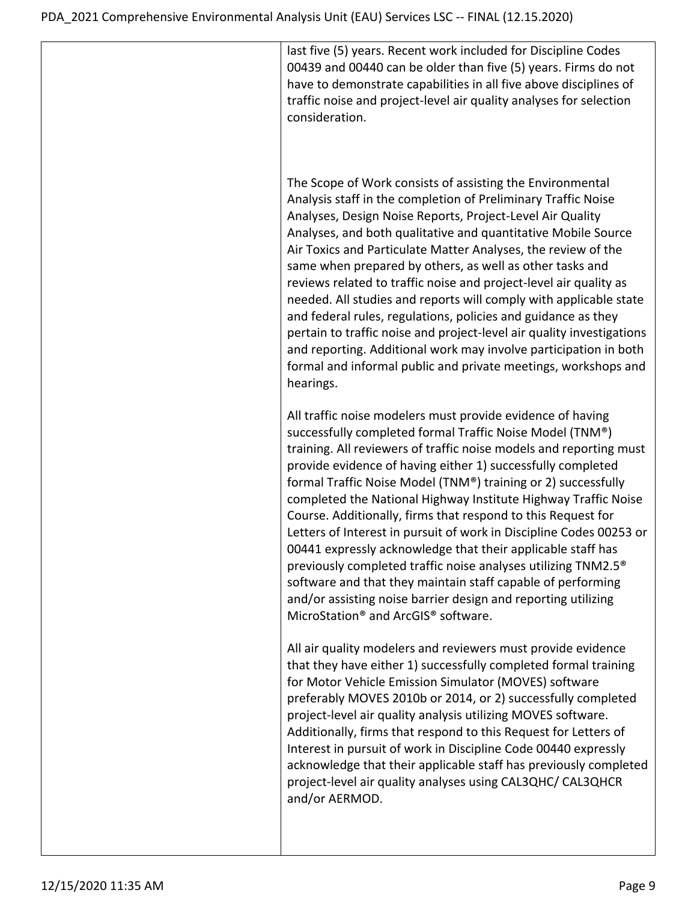| | |
|---|---|
| | last five (5) years. Recent work included for Discipline Codes 00439 and 00440 can be older than five (5) years. Firms do not have to demonstrate capabilities in all five above disciplines of traffic noise and project-level air quality analyses for selection consideration.<br><br>The Scope of Work consists of assisting the Environmental Analysis staff in the completion of Preliminary Traffic Noise Analyses, Design Noise Reports, Project-Level Air Quality Analyses, and both qualitative and quantitative Mobile Source Air Toxics and Particulate Matter Analyses, the review of the same when prepared by others, as well as other tasks and reviews related to traffic noise and project-level air quality as needed. All studies and reports will comply with applicable state and federal rules, regulations, policies and guidance as they pertain to traffic noise and project-level air quality investigations and reporting. Additional work may involve participation in both formal and informal public and private meetings, workshops and hearings.<br><br>All traffic noise modelers must provide evidence of having successfully completed formal Traffic Noise Model (TNM®) training. All reviewers of traffic noise models and reporting must provide evidence of having either 1) successfully completed formal Traffic Noise Model (TNM®) training or 2) successfully completed the National Highway Institute Highway Traffic Noise Course. Additionally, firms that respond to this Request for Letters of Interest in pursuit of work in Discipline Codes 00253 or 00441 expressly acknowledge that their applicable staff has previously completed traffic noise analyses utilizing TNM2.5® software and that they maintain staff capable of performing and/or assisting noise barrier design and reporting utilizing MicroStation® and ArcGIS® software.<br><br>All air quality modelers and reviewers must provide evidence that they have either 1) successfully completed formal training for Motor Vehicle Emission Simulator (MOVES) software preferably MOVES 2010b or 2014, or 2) successfully completed project-level air quality analysis utilizing MOVES software. Additionally, firms that respond to this Request for Letters of Interest in pursuit of work in Discipline Code 00440 expressly acknowledge that their applicable staff has previously completed project-level air quality analyses using CAL3QHC/ CAL3QHCR and/or AERMOD. |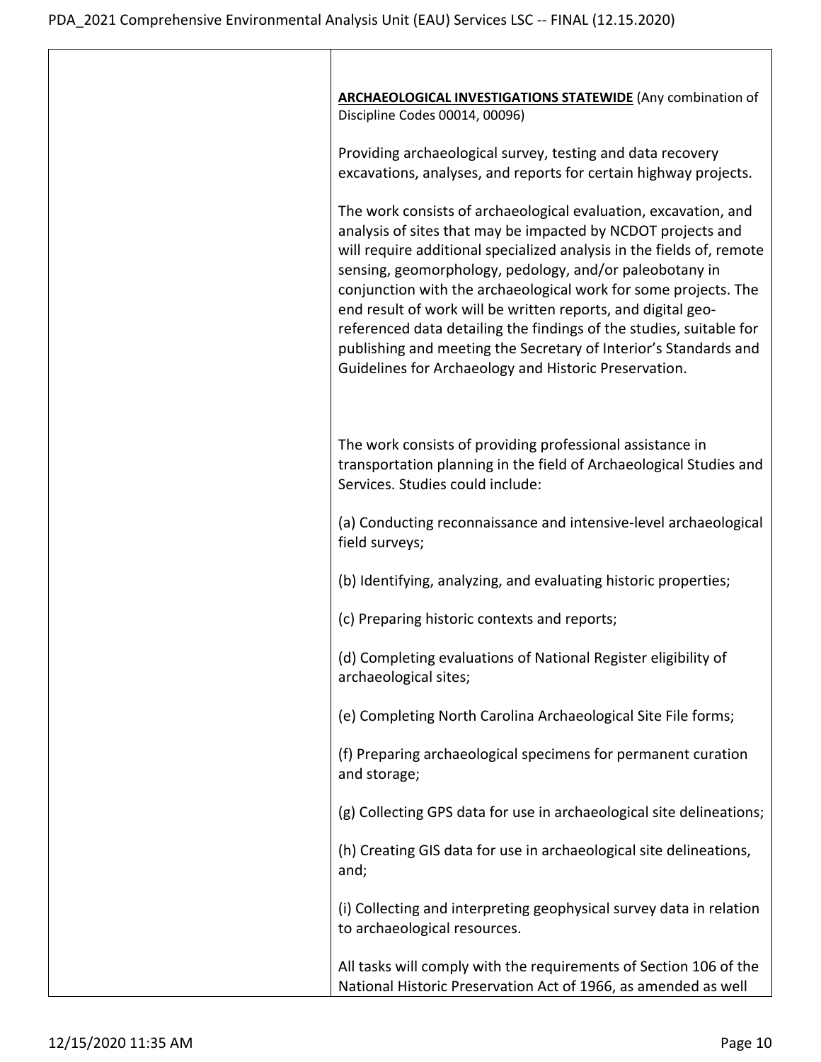| | **ARCHAEOLOGICAL INVESTIGATIONS STATEWIDE** (Any combination of Discipline Codes 00014, 00096)<br><br>Providing archaeological survey, testing and data recovery excavations, analyses, and reports for certain highway projects.<br><br>The work consists of archaeological evaluation, excavation, and analysis of sites that may be impacted by NCDOT projects and will require additional specialized analysis in the fields of, remote sensing, geomorphology, pedology, and/or paleobotany in conjunction with the archaeological work for some projects. The end result of work will be written reports, and digital geo-referenced data detailing the findings of the studies, suitable for publishing and meeting the Secretary of Interior's Standards and Guidelines for Archaeology and Historic Preservation.<br><br>The work consists of providing professional assistance in transportation planning in the field of Archaeological Studies and Services. Studies could include:<br><br>(a) Conducting reconnaissance and intensive-level archaeological field surveys;<br><br>(b) Identifying, analyzing, and evaluating historic properties;<br><br>(c) Preparing historic contexts and reports;<br><br>(d) Completing evaluations of National Register eligibility of archaeological sites;<br><br>(e) Completing North Carolina Archaeological Site File forms;<br><br>(f) Preparing archaeological specimens for permanent curation and storage;<br><br>(g) Collecting GPS data for use in archaeological site delineations;<br><br>(h) Creating GIS data for use in archaeological site delineations, and;<br><br>(i) Collecting and interpreting geophysical survey data in relation to archaeological resources.<br><br>All tasks will comply with the requirements of Section 106 of the National Historic Preservation Act of 1966, as amended as well |
|---|---|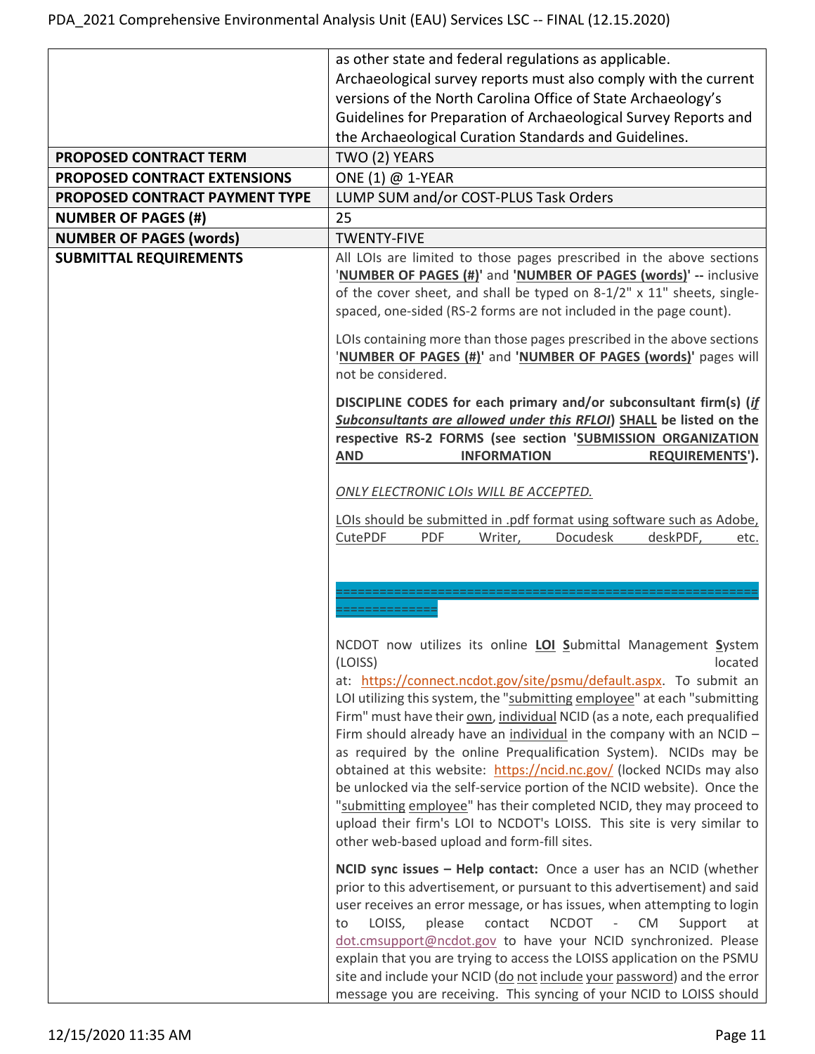| | |
|---|---|
| | as other state and federal regulations as applicable. Archaeological survey reports must also comply with the current versions of the North Carolina Office of State Archaeology's Guidelines for Preparation of Archaeological Survey Reports and the Archaeological Curation Standards and Guidelines. |
| **PROPOSED CONTRACT TERM** | TWO (2) YEARS |
| **PROPOSED CONTRACT EXTENSIONS** | ONE (1) @ 1-YEAR |
| **PROPOSED CONTRACT PAYMENT TYPE** | LUMP SUM and/or COST-PLUS Task Orders |
| **NUMBER OF PAGES (#)** | 25 |
| **NUMBER OF PAGES (words)** | TWENTY-FIVE |
| **SUBMITTAL REQUIREMENTS** | All LOIs are limited to those pages prescribed in the above sections '**NUMBER OF PAGES (#)**' and **'NUMBER OF PAGES (words)' --** inclusive of the cover sheet, and shall be typed on 8-1/2" x 11" sheets, single-spaced, one-sided (RS-2 forms are not included in the page count).<br><br>LOIs containing more than those pages prescribed in the above sections '**NUMBER OF PAGES (#)**' and '**NUMBER OF PAGES (words)**' pages will not be considered.<br><br>**DISCIPLINE CODES for each primary and/or subconsultant firm(s) (*if Subconsultants are allowed under this RFLOI*) SHALL be listed on the respective RS-2 FORMS (see section 'SUBMISSION ORGANIZATION AND INFORMATION REQUIREMENTS').**<br><br>*ONLY ELECTRONIC LOIs WILL BE ACCEPTED.*<br><br>LOIs should be submitted in .pdf format using software such as Adobe, CutePDF PDF Writer, Docudesk deskPDF, etc.<br><br>=================================================================<br><br>NCDOT now utilizes its online **LOI** **S**ubmittal Management **S**ystem (LOISS) located at: https://connect.ncdot.gov/site/psmu/default.aspx. To submit an LOI utilizing this system, the "submitting employee" at each "submitting Firm" must have their own, individual NCID (as a note, each prequalified Firm should already have an individual in the company with an NCID – as required by the online Prequalification System). NCIDs may be obtained at this website: https://ncid.nc.gov/ (locked NCIDs may also be unlocked via the self-service portion of the NCID website). Once the "submitting employee" has their completed NCID, they may proceed to upload their firm's LOI to NCDOT's LOISS. This site is very similar to other web-based upload and form-fill sites.<br><br>**NCID sync issues – Help contact:** Once a user has an NCID (whether prior to this advertisement, or pursuant to this advertisement) and said user receives an error message, or has issues, when attempting to login to LOISS, please contact NCDOT - CM Support at dot.cmsupport@ncdot.gov to have your NCID synchronized. Please explain that you are trying to access the LOISS application on the PSMU site and include your NCID (do not include your password) and the error message you are receiving. This syncing of your NCID to LOISS should |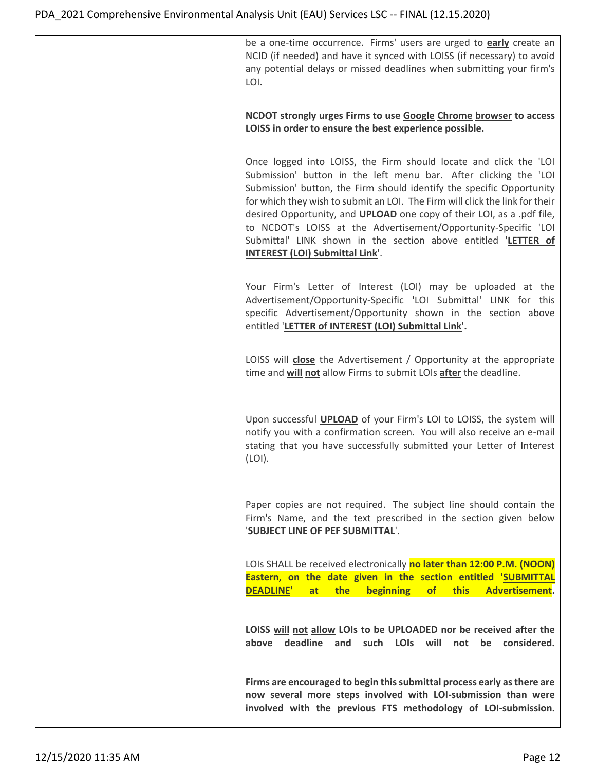| | be a one-time occurrence. Firms' users are urged to **early** create an NCID (if needed) and have it synced with LOISS (if necessary) to avoid any potential delays or missed deadlines when submitting your firm's LOI.<br><br>**NCDOT strongly urges Firms to use Google Chrome browser to access LOISS in order to ensure the best experience possible.**<br><br>Once logged into LOISS, the Firm should locate and click the 'LOI Submission' button in the left menu bar. After clicking the 'LOI Submission' button, the Firm should identify the specific Opportunity for which they wish to submit an LOI. The Firm will click the link for their desired Opportunity, and **UPLOAD** one copy of their LOI, as a .pdf file, to NCDOT's LOISS at the Advertisement/Opportunity-Specific 'LOI Submittal' LINK shown in the section above entitled '**LETTER of INTEREST (LOI) Submittal Link**'.<br><br>Your Firm's Letter of Interest (LOI) may be uploaded at the Advertisement/Opportunity-Specific 'LOI Submittal' LINK for this specific Advertisement/Opportunity shown in the section above entitled '**LETTER of INTEREST (LOI) Submittal Link**'.<br><br>LOISS will **close** the Advertisement / Opportunity at the appropriate time and **will not** allow Firms to submit LOIs **after** the deadline.<br><br>Upon successful **UPLOAD** of your Firm's LOI to LOISS, the system will notify you with a confirmation screen. You will also receive an e-mail stating that you have successfully submitted your Letter of Interest (LOI).<br><br>Paper copies are not required. The subject line should contain the Firm's Name, and the text prescribed in the section given below '**SUBJECT LINE OF PEF SUBMITTAL**'.<br><br>LOIs SHALL be received electronically **no later than 12:00 P.M. (NOON) Eastern, on the date given in the section entitled 'SUBMITTAL DEADLINE' at the beginning of this Advertisement**.<br><br>**LOISS will not allow LOIs to be UPLOADED nor be received after the above deadline and such LOIs will not be considered.**<br><br>**Firms are encouraged to begin this submittal process early as there are now several more steps involved with LOI-submission than were involved with the previous FTS methodology of LOI-submission.** |
|---|---|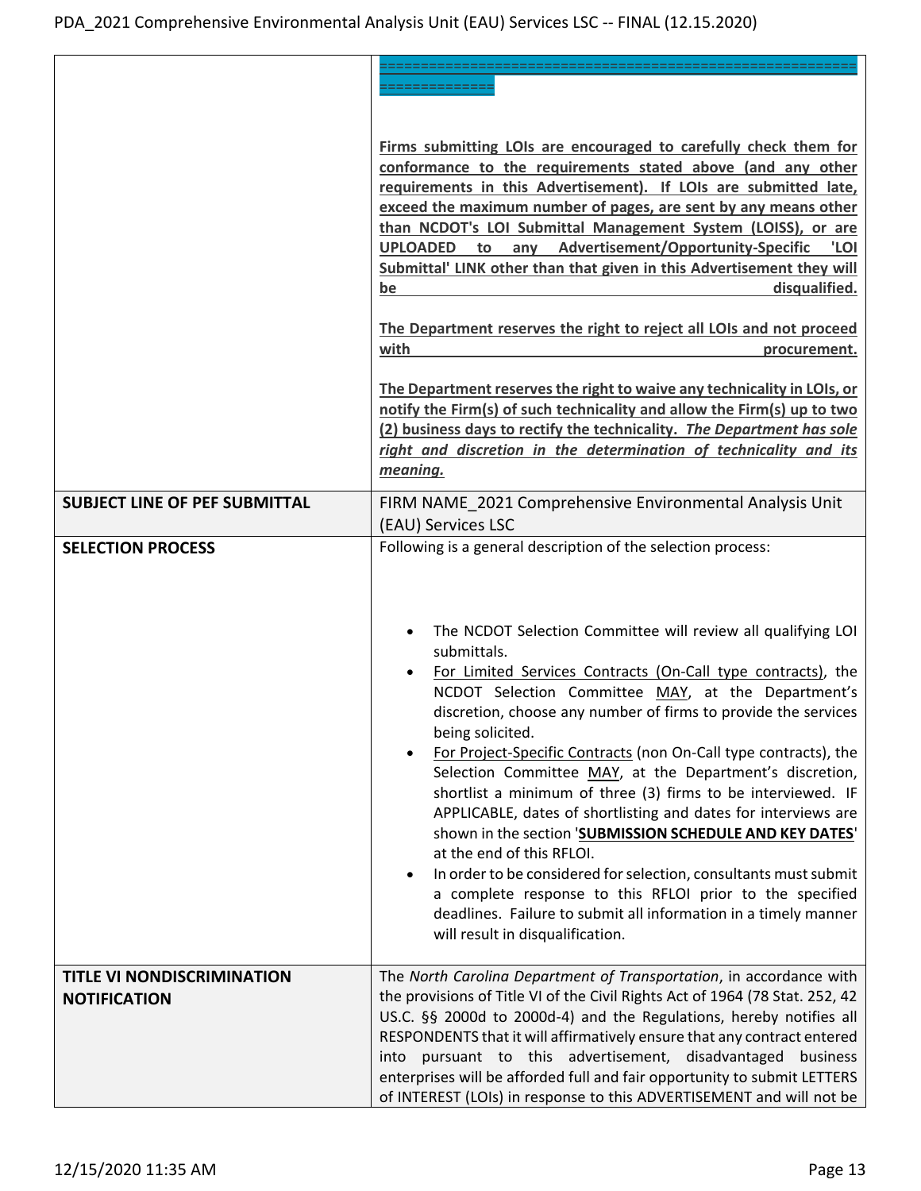| | |
|---|---|
| | ======================================================================= <br><br> **Firms submitting LOIs are encouraged to carefully check them for conformance to the requirements stated above (and any other requirements in this Advertisement). If LOIs are submitted late, exceed the maximum number of pages, are sent by any means other than NCDOT's LOI Submittal Management System (LOISS), or are UPLOADED to any Advertisement/Opportunity-Specific 'LOI Submittal' LINK other than that given in this Advertisement they will be disqualified.** <br><br> **The Department reserves the right to reject all LOIs and not proceed with procurement.** <br><br> **The Department reserves the right to waive any technicality in LOIs, or notify the Firm(s) of such technicality and allow the Firm(s) up to two (2) business days to rectify the technicality. *The Department has sole right and discretion in the determination of technicality and its meaning.*** |
| **SUBJECT LINE OF PEF SUBMITTAL** | FIRM NAME_2021 Comprehensive Environmental Analysis Unit (EAU) Services LSC |
| **SELECTION PROCESS** | Following is a general description of the selection process: <br><br> • The NCDOT Selection Committee will review all qualifying LOI submittals. <br> • For Limited Services Contracts (On-Call type contracts), the NCDOT Selection Committee MAY, at the Department's discretion, choose any number of firms to provide the services being solicited. <br> • For Project-Specific Contracts (non On-Call type contracts), the Selection Committee MAY, at the Department's discretion, shortlist a minimum of three (3) firms to be interviewed. IF APPLICABLE, dates of shortlisting and dates for interviews are shown in the section '**SUBMISSION SCHEDULE AND KEY DATES**' at the end of this RFLOI. <br> • In order to be considered for selection, consultants must submit a complete response to this RFLOI prior to the specified deadlines. Failure to submit all information in a timely manner will result in disqualification. |
| **TITLE VI NONDISCRIMINATION NOTIFICATION** | The *North Carolina Department of Transportation*, in accordance with the provisions of Title VI of the Civil Rights Act of 1964 (78 Stat. 252, 42 US.C. §§ 2000d to 2000d-4) and the Regulations, hereby notifies all RESPONDENTS that it will affirmatively ensure that any contract entered into pursuant to this advertisement, disadvantaged business enterprises will be afforded full and fair opportunity to submit LETTERS of INTEREST (LOIs) in response to this ADVERTISEMENT and will not be |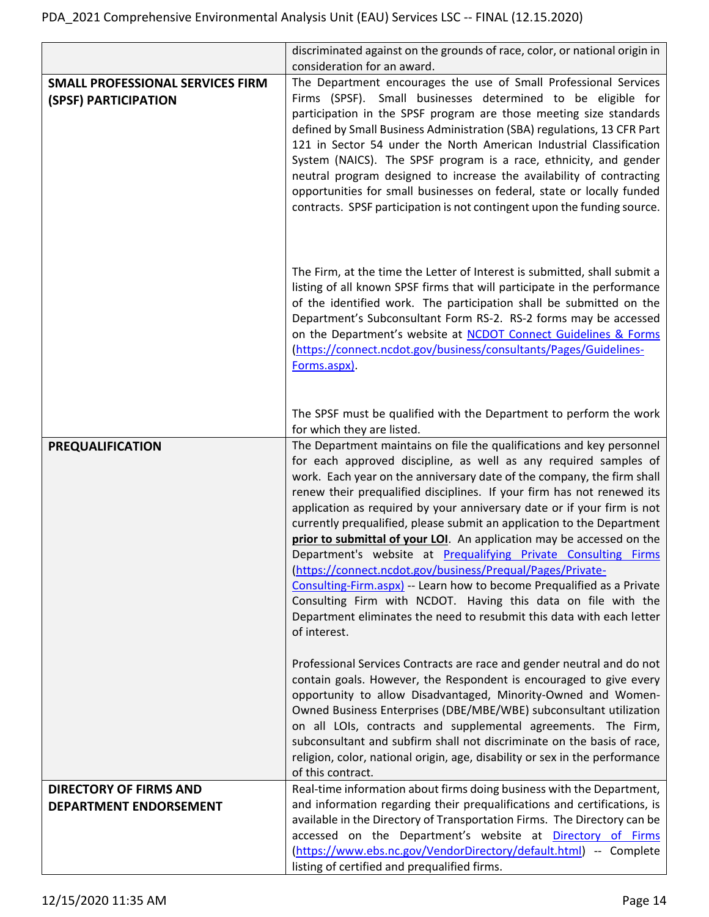| | |
|---|---|
| | discriminated against on the grounds of race, color, or national origin in consideration for an award. |
| **SMALL PROFESSIONAL SERVICES FIRM (SPSF) PARTICIPATION** | The Department encourages the use of Small Professional Services Firms (SPSF). Small businesses determined to be eligible for participation in the SPSF program are those meeting size standards defined by Small Business Administration (SBA) regulations, 13 CFR Part 121 in Sector 54 under the North American Industrial Classification System (NAICS). The SPSF program is a race, ethnicity, and gender neutral program designed to increase the availability of contracting opportunities for small businesses on federal, state or locally funded contracts. SPSF participation is not contingent upon the funding source.<br><br>The Firm, at the time the Letter of Interest is submitted, shall submit a listing of all known SPSF firms that will participate in the performance of the identified work. The participation shall be submitted on the Department's Subconsultant Form RS-2. RS-2 forms may be accessed on the Department's website at [NCDOT Connect Guidelines & Forms](https://connect.ncdot.gov/business/consultants/Pages/Guidelines-Forms.aspx) (https://connect.ncdot.gov/business/consultants/Pages/Guidelines-Forms.aspx).<br><br>The SPSF must be qualified with the Department to perform the work for which they are listed. |
| **PREQUALIFICATION** | The Department maintains on file the qualifications and key personnel for each approved discipline, as well as any required samples of work. Each year on the anniversary date of the company, the firm shall renew their prequalified disciplines. If your firm has not renewed its application as required by your anniversary date or if your firm is not currently prequalified, please submit an application to the Department **prior to submittal of your LOI**. An application may be accessed on the Department's website at [Prequalifying Private Consulting Firms](https://connect.ncdot.gov/business/Prequal/Pages/Private-Consulting-Firm.aspx) (https://connect.ncdot.gov/business/Prequal/Pages/Private-Consulting-Firm.aspx) -- Learn how to become Prequalified as a Private Consulting Firm with NCDOT. Having this data on file with the Department eliminates the need to resubmit this data with each letter of interest.<br><br>Professional Services Contracts are race and gender neutral and do not contain goals. However, the Respondent is encouraged to give every opportunity to allow Disadvantaged, Minority-Owned and Women-Owned Business Enterprises (DBE/MBE/WBE) subconsultant utilization on all LOIs, contracts and supplemental agreements. The Firm, subconsultant and subfirm shall not discriminate on the basis of race, religion, color, national origin, age, disability or sex in the performance of this contract. |
| **DIRECTORY OF FIRMS AND DEPARTMENT ENDORSEMENT** | Real-time information about firms doing business with the Department, and information regarding their prequalifications and certifications, is available in the Directory of Transportation Firms. The Directory can be accessed on the Department's website at [Directory of Firms](https://www.ebs.nc.gov/VendorDirectory/default.html) (https://www.ebs.nc.gov/VendorDirectory/default.html) -- Complete listing of certified and prequalified firms. |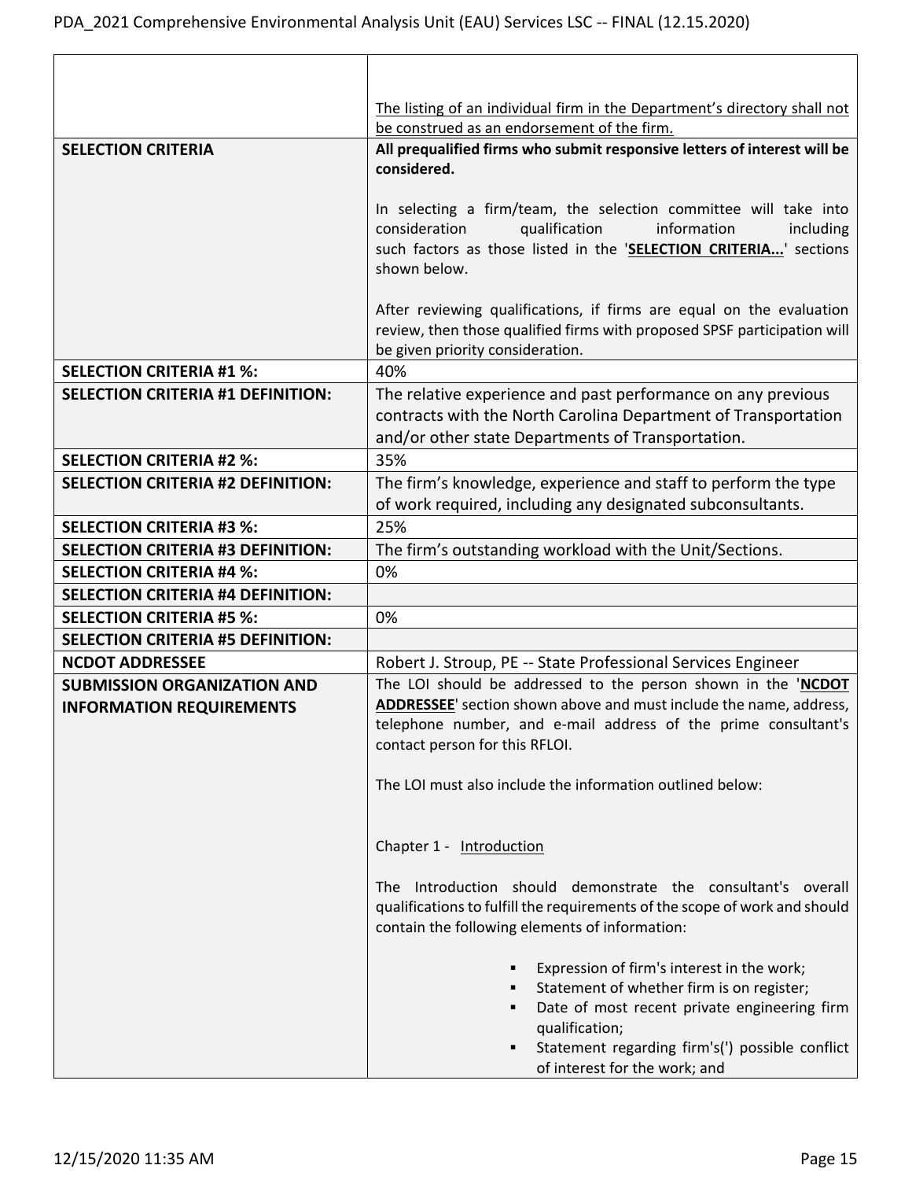| | |
|---|---|
| | <u>The listing of an individual firm in the Department's directory shall not be construed as an endorsement of the firm.</u> |
| **SELECTION CRITERIA** | **All prequalified firms who submit responsive letters of interest will be considered.**<br><br>In selecting a firm/team, the selection committee will take into consideration qualification information including such factors as those listed in the '**<u>SELECTION CRITERIA...</u>**' sections shown below.<br><br>After reviewing qualifications, if firms are equal on the evaluation review, then those qualified firms with proposed SPSF participation will be given priority consideration. |
| **SELECTION CRITERIA #1 %:** | 40% |
| **SELECTION CRITERIA #1 DEFINITION:** | The relative experience and past performance on any previous contracts with the North Carolina Department of Transportation and/or other state Departments of Transportation. |
| **SELECTION CRITERIA #2 %:** | 35% |
| **SELECTION CRITERIA #2 DEFINITION:** | The firm's knowledge, experience and staff to perform the type of work required, including any designated subconsultants. |
| **SELECTION CRITERIA #3 %:** | 25% |
| **SELECTION CRITERIA #3 DEFINITION:** | The firm's outstanding workload with the Unit/Sections. |
| **SELECTION CRITERIA #4 %:** | 0% |
| **SELECTION CRITERIA #4 DEFINITION:** | |
| **SELECTION CRITERIA #5 %:** | 0% |
| **SELECTION CRITERIA #5 DEFINITION:** | |
| **NCDOT ADDRESSEE** | Robert J. Stroup, PE -- State Professional Services Engineer |
| **SUBMISSION ORGANIZATION AND INFORMATION REQUIREMENTS** | The LOI should be addressed to the person shown in the '**<u>NCDOT ADDRESSEE</u>**' section shown above and must include the name, address, telephone number, and e-mail address of the prime consultant's contact person for this RFLOI.<br><br>The LOI must also include the information outlined below:<br><br>Chapter 1 - <u>Introduction</u><br><br>The Introduction should demonstrate the consultant's overall qualifications to fulfill the requirements of the scope of work and should contain the following elements of information:<br><br>▪ Expression of firm's interest in the work;<br>▪ Statement of whether firm is on register;<br>▪ Date of most recent private engineering firm qualification;<br>▪ Statement regarding firm's(') possible conflict of interest for the work; and |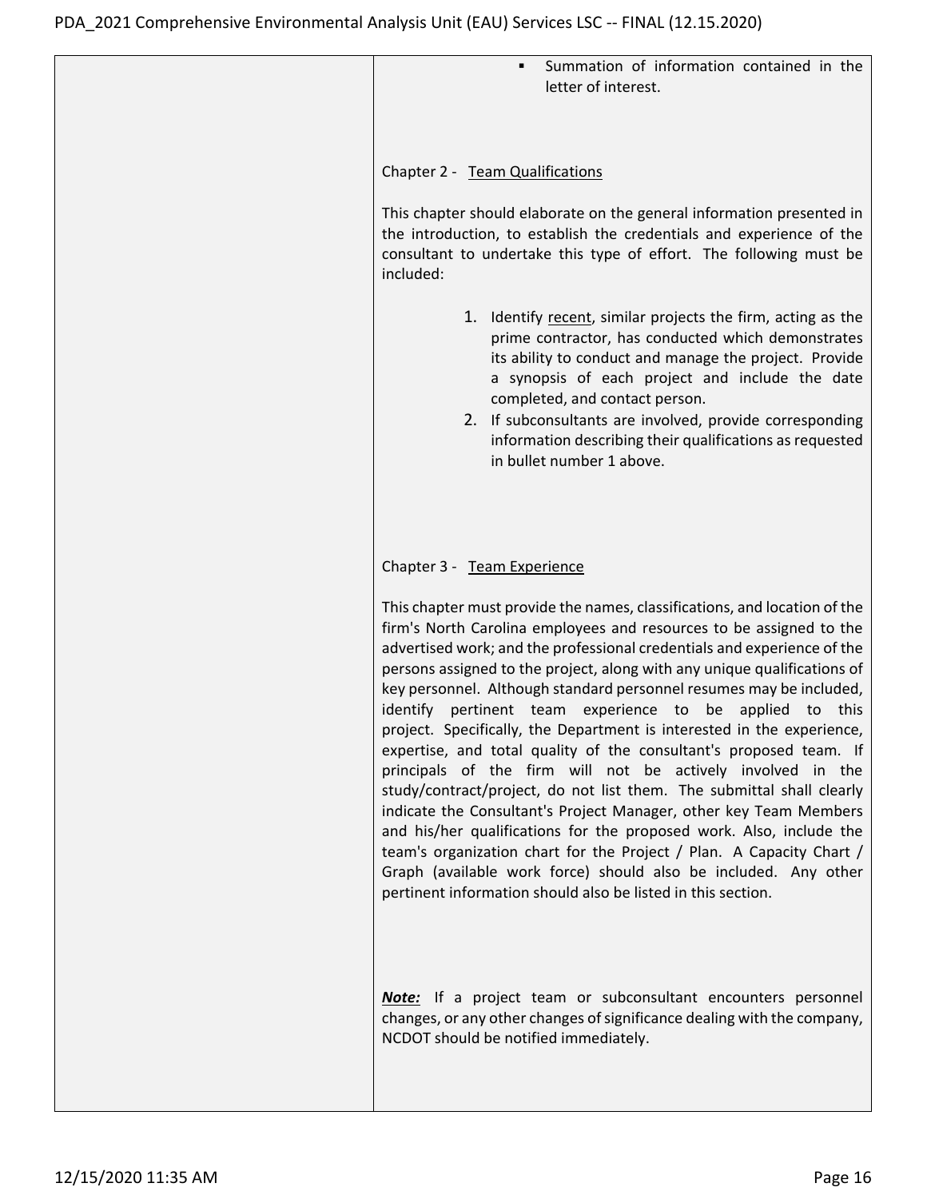- Summation of information contained in the letter of interest.

Chapter 2 - <u>Team Qualifications</u>

This chapter should elaborate on the general information presented in the introduction, to establish the credentials and experience of the consultant to undertake this type of effort. The following must be included:

1. Identify <u>recent</u>, similar projects the firm, acting as the prime contractor, has conducted which demonstrates its ability to conduct and manage the project. Provide a synopsis of each project and include the date completed, and contact person.
2. If subconsultants are involved, provide corresponding information describing their qualifications as requested in bullet number 1 above.

Chapter 3 - <u>Team Experience</u>

This chapter must provide the names, classifications, and location of the firm's North Carolina employees and resources to be assigned to the advertised work; and the professional credentials and experience of the persons assigned to the project, along with any unique qualifications of key personnel. Although standard personnel resumes may be included, identify pertinent team experience to be applied to this project. Specifically, the Department is interested in the experience, expertise, and total quality of the consultant's proposed team. If principals of the firm will not be actively involved in the study/contract/project, do not list them. The submittal shall clearly indicate the Consultant's Project Manager, other key Team Members and his/her qualifications for the proposed work. Also, include the team's organization chart for the Project / Plan. A Capacity Chart / Graph (available work force) should also be included. Any other pertinent information should also be listed in this section.

***<u>Note:</u>*** If a project team or subconsultant encounters personnel changes, or any other changes of significance dealing with the company, NCDOT should be notified immediately.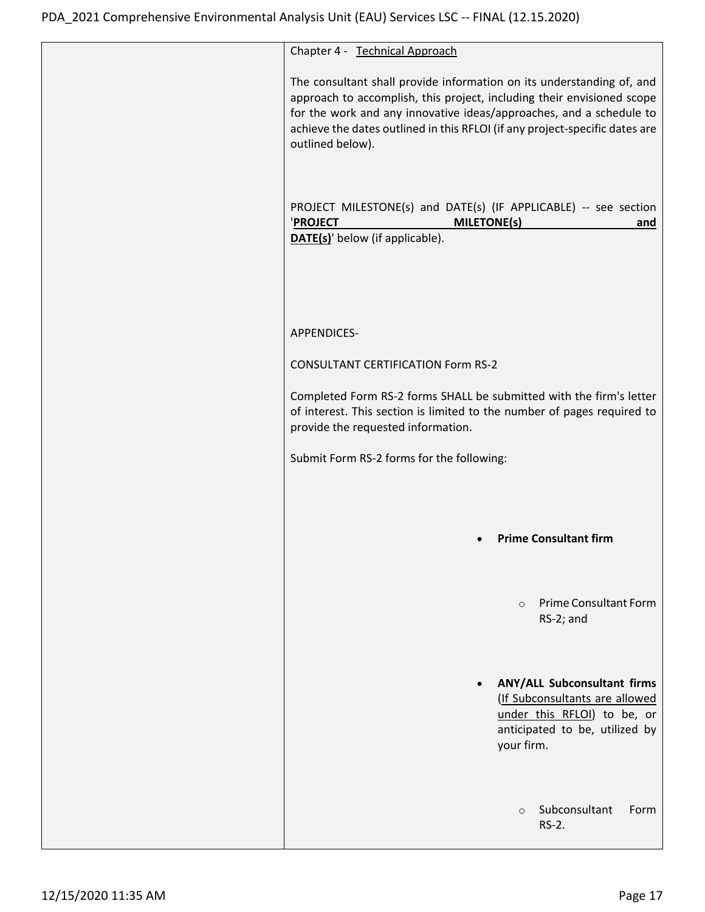| | |
|---|---|
| | Chapter 4 - <u>Technical Approach</u><br><br>The consultant shall provide information on its understanding of, and approach to accomplish, this project, including their envisioned scope for the work and any innovative ideas/approaches, and a schedule to achieve the dates outlined in this RFLOI (if any project-specific dates are outlined below).<br><br>PROJECT MILESTONE(s) and DATE(s) (IF APPLICABLE) -- see section '**<u>PROJECT MILETONE(s) and DATE(s)</u>**' below (if applicable).<br><br>APPENDICES-<br><br>CONSULTANT CERTIFICATION Form RS-2<br><br>Completed Form RS-2 forms SHALL be submitted with the firm's letter of interest. This section is limited to the number of pages required to provide the requested information.<br><br>Submit Form RS-2 forms for the following:<br><br>• **Prime Consultant firm**<br>  ○ Prime Consultant Form RS-2; and<br><br>• **ANY/ALL Subconsultant firms** (<u>If Subconsultants are allowed under this RFLOI</u>) to be, or anticipated to be, utilized by your firm.<br>  ○ Subconsultant Form RS-2. |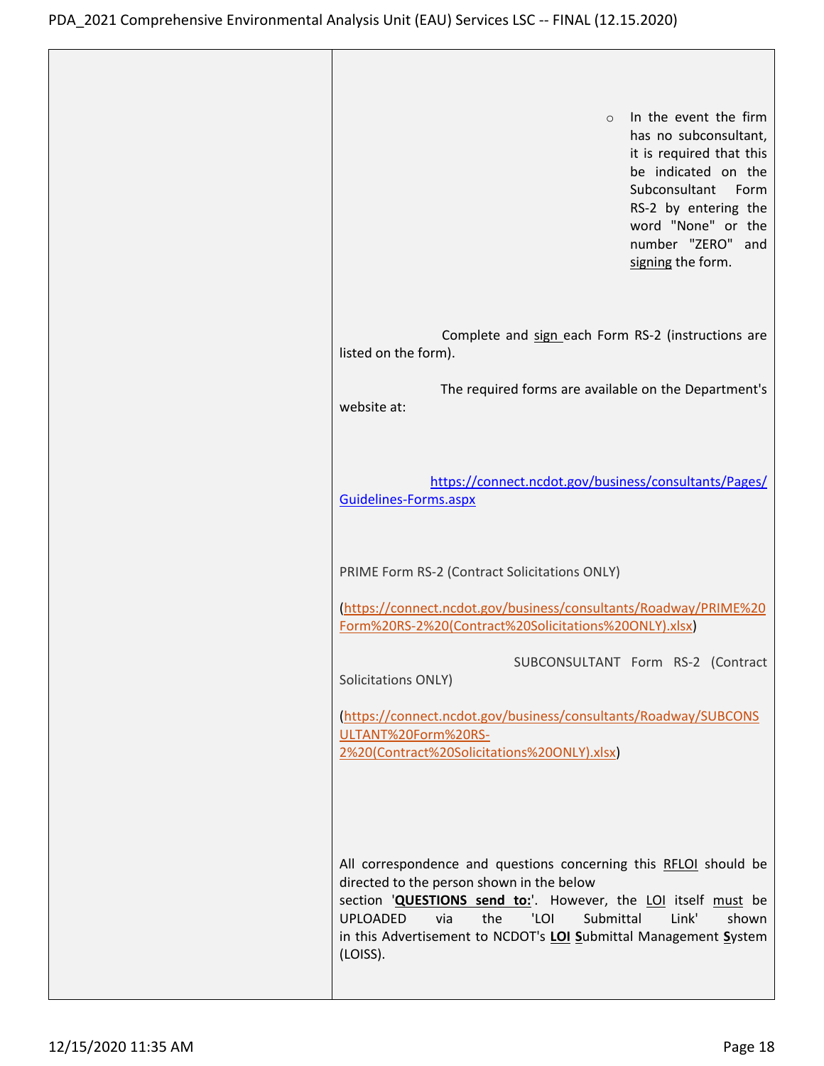| | |
|---|---|
| | - In the event the firm has no subconsultant, it is required that this be indicated on the Subconsultant Form RS-2 by entering the word "None" or the number "ZERO" and signing the form.<br><br>Complete and sign each Form RS-2 (instructions are listed on the form).<br><br>The required forms are available on the Department's website at:<br><br>https://connect.ncdot.gov/business/consultants/Pages/Guidelines-Forms.aspx<br><br>PRIME Form RS-2 (Contract Solicitations ONLY)<br><br>(https://connect.ncdot.gov/business/consultants/Roadway/PRIME%20Form%20RS-2%20(Contract%20Solicitations%20ONLY).xlsx)<br><br>SUBCONSULTANT Form RS-2 (Contract Solicitations ONLY)<br><br>(https://connect.ncdot.gov/business/consultants/Roadway/SUBCONSULTANT%20Form%20RS-2%20(Contract%20Solicitations%20ONLY).xlsx)<br><br>All correspondence and questions concerning this RFLOI should be directed to the person shown in the below section '**QUESTIONS send to:**'. However, the LOI itself must be UPLOADED via the 'LOI Submittal Link' shown in this Advertisement to NCDOT's **LOI** **S**ubmittal Management **S**ystem (LOISS). |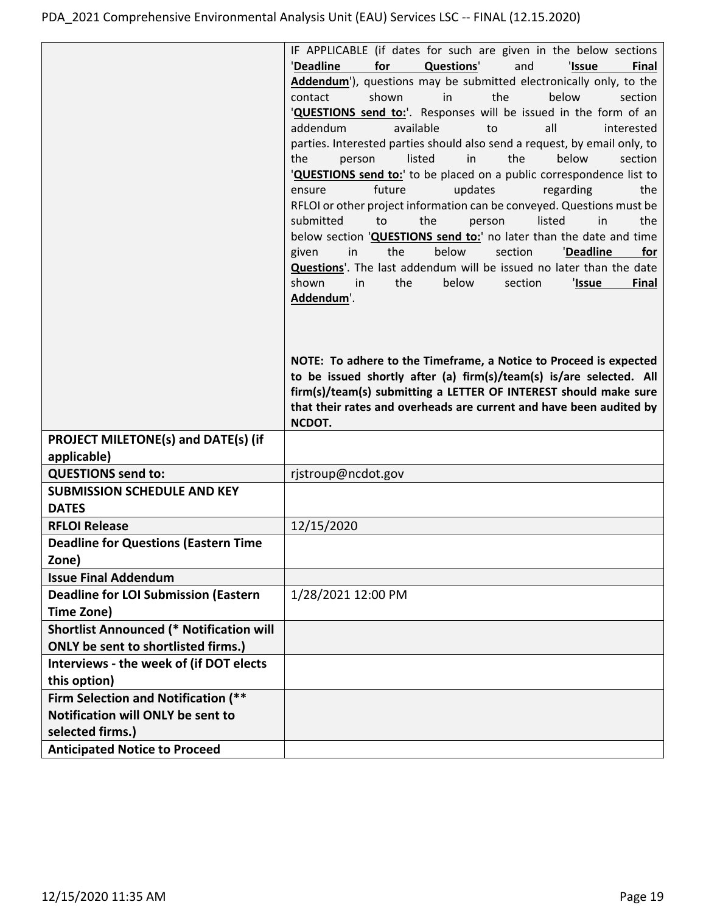| | |
|---|---|
| | IF APPLICABLE (if dates for such are given in the below sections '**Deadline for Questions**' and '**Issue Final Addendum**'), questions may be submitted electronically only, to the contact shown in the below section '**QUESTIONS send to:**'. Responses will be issued in the form of an addendum available to all interested parties. Interested parties should also send a request, by email only, to the person listed in the below section '**QUESTIONS send to:**' to be placed on a public correspondence list to ensure future updates regarding the RFLOI or other project information can be conveyed. Questions must be submitted to the person listed in the below section '**QUESTIONS send to:**' no later than the date and time given in the below section '**Deadline for Questions**'. The last addendum will be issued no later than the date shown in the below section '**Issue Final Addendum**'.<br><br>**NOTE: To adhere to the Timeframe, a Notice to Proceed is expected to be issued shortly after (a) firm(s)/team(s) is/are selected. All firm(s)/team(s) submitting a LETTER OF INTEREST should make sure that their rates and overheads are current and have been audited by NCDOT.** |
| **PROJECT MILETONE(s) and DATE(s) (if applicable)** | |
| **QUESTIONS send to:** | rjstroup@ncdot.gov |
| **SUBMISSION SCHEDULE AND KEY DATES** | |
| **RFLOI Release** | 12/15/2020 |
| **Deadline for Questions (Eastern Time Zone)** | |
| **Issue Final Addendum** | |
| **Deadline for LOI Submission (Eastern Time Zone)** | 1/28/2021 12:00 PM |
| **Shortlist Announced (* Notification will ONLY be sent to shortlisted firms.)** | |
| **Interviews - the week of (if DOT elects this option)** | |
| **Firm Selection and Notification (** Notification will ONLY be sent to selected firms.)** | |
| **Anticipated Notice to Proceed** | |